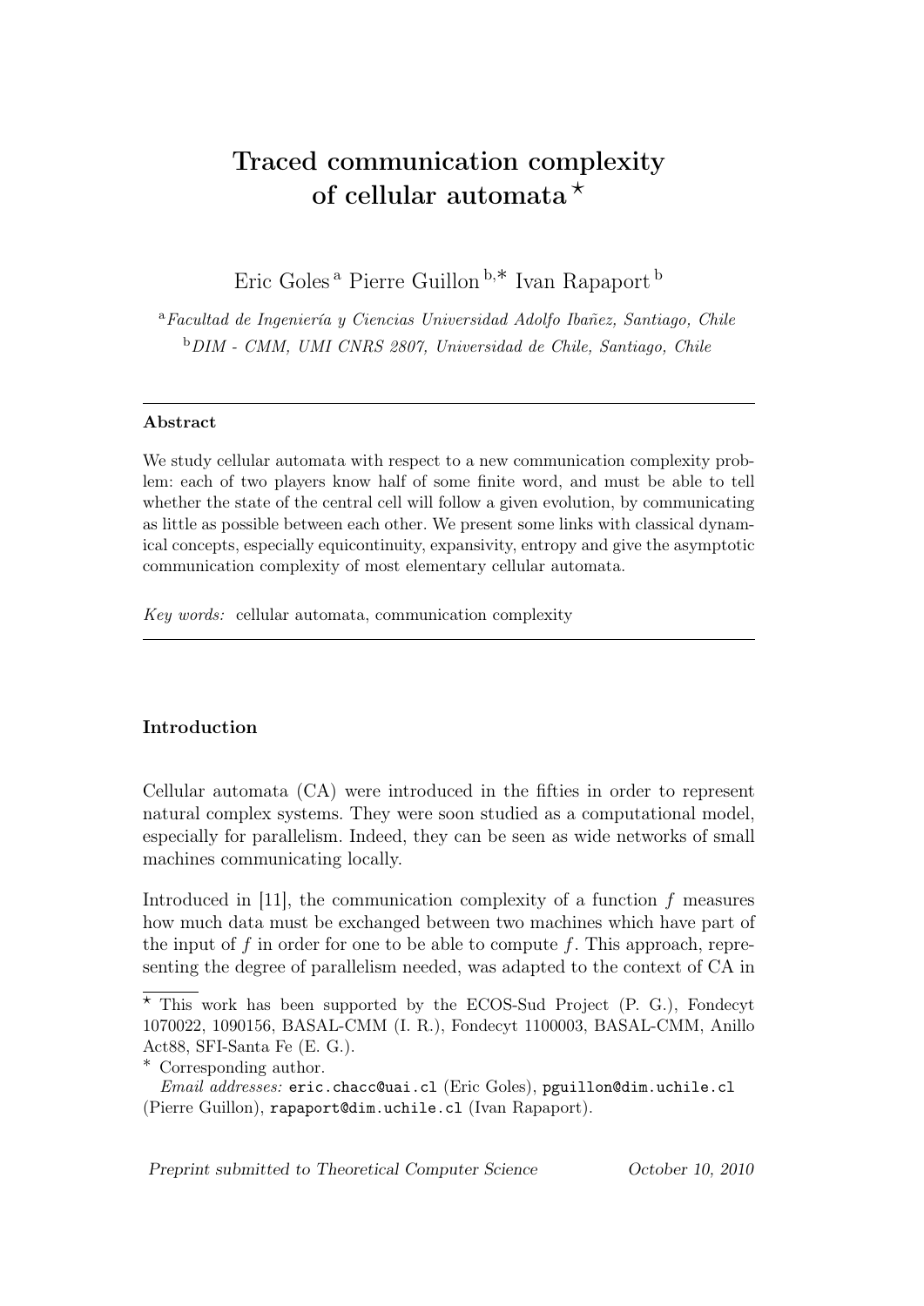# Traced communication complexity of cellular automata [⋆]

Eric Goles [a] Pierre Guillon [b,∗] Ivan Rapaport [b]

[a] *Facultad de Ingeniería y Ciencias Universidad Adolfo Ibañez, Santiago, Chile*

[b] *DIM - CMM, UMI CNRS 2807, Universidad de Chile, Santiago, Chile*

---

**Abstract**

We study cellular automata with respect to a new communication complexity problem: each of two players know half of some finite word, and must be able to tell whether the state of the central cell will follow a given evolution, by communicating as little as possible between each other. We present some links with classical dynamical concepts, especially equicontinuity, expansivity, entropy and give the asymptotic communication complexity of most elementary cellular automata.

*Key words:* cellular automata, communication complexity

---

## Introduction

Cellular automata (CA) were introduced in the fifties in order to represent natural complex systems. They were soon studied as a computational model, especially for parallelism. Indeed, they can be seen as wide networks of small machines communicating locally.

Introduced in [11], the communication complexity of a function $f$ measures how much data must be exchanged between two machines which have part of the input of $f$ in order for one to be able to compute $f$. This approach, representing the degree of parallelism needed, was adapted to the context of CA in

---

[⋆] This work has been supported by the ECOS-Sud Project (P. G.), Fondecyt 1070022, 1090156, BASAL-CMM (I. R.), Fondecyt 1100003, BASAL-CMM, Anillo Act88, SFI-Santa Fe (E. G.).

[∗] Corresponding author.

*Email addresses:* eric.chacc@uai.cl (Eric Goles), pguillon@dim.uchile.cl (Pierre Guillon), rapaport@dim.uchile.cl (Ivan Rapaport).

*Preprint submitted to Theoretical Computer Science* October 10, 2010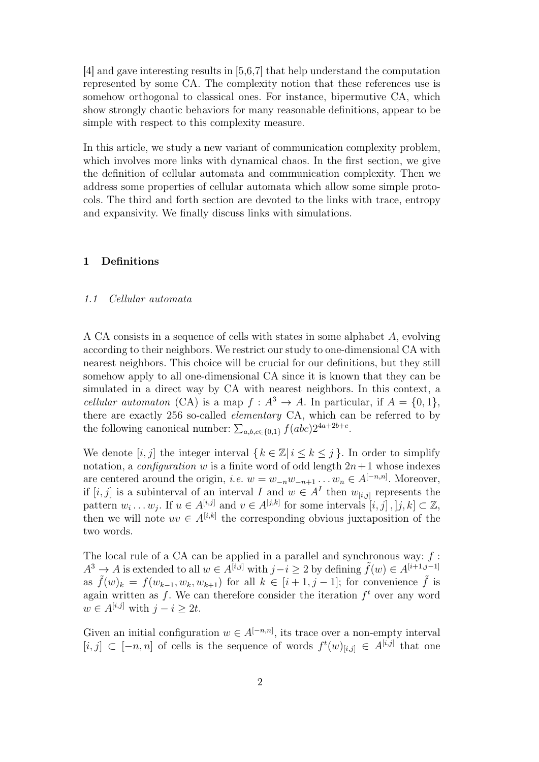[4] and gave interesting results in [5,6,7] that help understand the computation represented by some CA. The complexity notion that these references use is somehow orthogonal to classical ones. For instance, bipermutive CA, which show strongly chaotic behaviors for many reasonable definitions, appear to be simple with respect to this complexity measure.

In this article, we study a new variant of communication complexity problem, which involves more links with dynamical chaos. In the first section, we give the definition of cellular automata and communication complexity. Then we address some properties of cellular automata which allow some simple protocols. The third and forth section are devoted to the links with trace, entropy and expansivity. We finally discuss links with simulations.

## 1 Definitions

### 1.1 Cellular automata

A CA consists in a sequence of cells with states in some alphabet $A$, evolving according to their neighbors. We restrict our study to one-dimensional CA with nearest neighbors. This choice will be crucial for our definitions, but they still somehow apply to all one-dimensional CA since it is known that they can be simulated in a direct way by CA with nearest neighbors. In this context, a *cellular automaton* (CA) is a map $f : A^3 \to A$. In particular, if $A = \{0, 1\}$, there are exactly 256 so-called *elementary* CA, which can be referred to by the following canonical number: $\sum_{a,b,c \in \{0,1\}} f(abc) 2^{4a+2b+c}$.

We denote $[i, j]$ the integer interval $\{ k \in \mathbb{Z} | \, i \leq k \leq j \}$. In order to simplify notation, a *configuration* $w$ is a finite word of odd length $2n+1$ whose indexes are centered around the origin, *i.e.* $w = w_{-n} w_{-n+1} \dots w_n \in A^{[-n,n]}$. Moreover, if $[i, j]$ is a subinterval of an interval $I$ and $w \in A^I$ then $w_{[i,j]}$ represents the pattern $w_i \dots w_j$. If $u \in A^{[i,j]}$ and $v \in A^{]j,k]}$ for some intervals $[i, j], ]j, k] \subset \mathbb{Z}$, then we will note $uv \in A^{[i,k]}$ the corresponding obvious juxtaposition of the two words.

The local rule of a CA can be applied in a parallel and synchronous way: $f : A^3 \to A$ is extended to all $w \in A^{[i,j]}$ with $j - i \geq 2$ by defining $\tilde{f}(w) \in A^{[i+1,j-1]}$ as $\tilde{f}(w)_k = f(w_{k-1}, w_k, w_{k+1})$ for all $k \in [i+1, j-1]$; for convenience $\tilde{f}$ is again written as $f$. We can therefore consider the iteration $f^t$ over any word $w \in A^{[i,j]}$ with $j - i \geq 2t$.

Given an initial configuration $w \in A^{[-n,n]}$, its trace over a non-empty interval $[i, j] \subset [-n, n]$ of cells is the sequence of words $f^t(w)_{[i,j]} \in A^{[i,j]}$ that one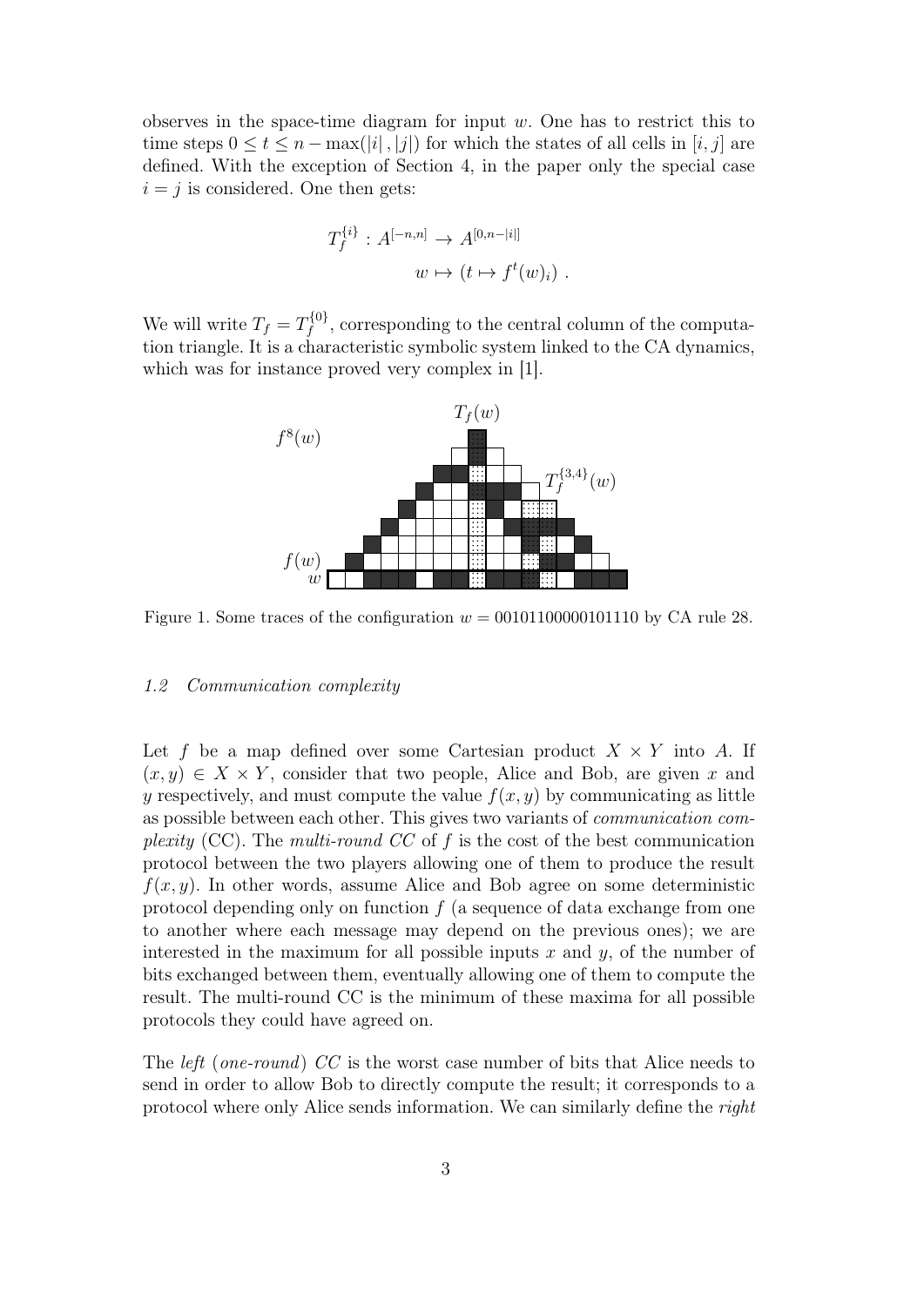observes in the space-time diagram for input $w$. One has to restrict this to time steps $0 \leq t \leq n - \max(|i|, |j|)$ for which the states of all cells in $[i, j]$ are defined. With the exception of Section 4, in the paper only the special case $i = j$ is considered. One then gets:

$$T_f^{\{i\}} : A^{[-n,n]} \to A^{[0,n-|i|]}$$
$$w \mapsto (t \mapsto f^t(w)_i) \ .$$

We will write $T_f = T_f^{\{0\}}$, corresponding to the central column of the computation triangle. It is a characteristic symbolic system linked to the CA dynamics, which was for instance proved very complex in [1].

Figure 1. Some traces of the configuration $w = 00101100000101110$ by CA rule 28.

### 1.2 Communication complexity

Let $f$ be a map defined over some Cartesian product $X \times Y$ into $A$. If $(x, y) \in X \times Y$, consider that two people, Alice and Bob, are given $x$ and $y$ respectively, and must compute the value $f(x, y)$ by communicating as little as possible between each other. This gives two variants of *communication complexity* (CC). The *multi-round CC* of $f$ is the cost of the best communication protocol between the two players allowing one of them to produce the result $f(x, y)$. In other words, assume Alice and Bob agree on some deterministic protocol depending only on function $f$ (a sequence of data exchange from one to another where each message may depend on the previous ones); we are interested in the maximum for all possible inputs $x$ and $y$, of the number of bits exchanged between them, eventually allowing one of them to compute the result. The multi-round CC is the minimum of these maxima for all possible protocols they could have agreed on.

The *left* (*one-round*) *CC* is the worst case number of bits that Alice needs to send in order to allow Bob to directly compute the result; it corresponds to a protocol where only Alice sends information. We can similarly define the *right*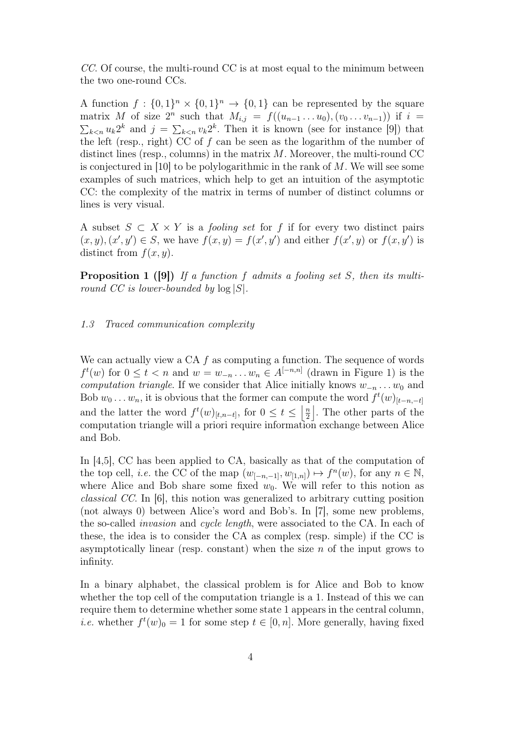*CC*. Of course, the multi-round CC is at most equal to the minimum between the two one-round CCs.

A function $f : \{0,1\}^n \times \{0,1\}^n \to \{0,1\}$ can be represented by the square matrix $M$ of size $2^n$ such that $M_{i,j} = f((u_{n-1} \dots u_0), (v_0 \dots v_{n-1}))$ if $i = \sum_{k<n} u_k 2^k$ and $j = \sum_{k<n} v_k 2^k$. Then it is known (see for instance [9]) that the left (resp., right) CC of $f$ can be seen as the logarithm of the number of distinct lines (resp., columns) in the matrix $M$. Moreover, the multi-round CC is conjectured in [10] to be polylogarithmic in the rank of $M$. We will see some examples of such matrices, which help to get an intuition of the asymptotic CC: the complexity of the matrix in terms of number of distinct columns or lines is very visual.

A subset $S \subset X \times Y$ is a *fooling set* for $f$ if for every two distinct pairs $(x, y), (x', y') \in S$, we have $f(x, y) = f(x', y')$ and either $f(x', y)$ or $f(x, y')$ is distinct from $f(x, y)$.

**Proposition 1 ([9])** *If a function $f$ admits a fooling set $S$, then its multi-round CC is lower-bounded by $\log |S|$.*

### 1.3 Traced communication complexity

We can actually view a CA $f$ as computing a function. The sequence of words $f^t(w)$ for $0 \le t < n$ and $w = w_{-n} \dots w_n \in A^{[-n,n]}$ (drawn in Figure 1) is the *computation triangle*. If we consider that Alice initially knows $w_{-n} \dots w_0$ and Bob $w_0 \dots w_n$, it is obvious that the former can compute the word $f^t(w)_{[t-n,-t]}$ and the latter the word $f^t(w)_{[t,n-t]}$, for $0 \le t \le \left\lfloor \frac{n}{2} \right\rfloor$. The other parts of the computation triangle will a priori require information exchange between Alice and Bob.

In [4,5], CC has been applied to CA, basically as that of the computation of the top cell, *i.e.* the CC of the map $(w_{[-n,-1]}, w_{[1,n]}) \mapsto f^n(w)$, for any $n \in \mathbb{N}$, where Alice and Bob share some fixed $w_0$. We will refer to this notion as *classical CC*. In [6], this notion was generalized to arbitrary cutting position (not always 0) between Alice's word and Bob's. In [7], some new problems, the so-called *invasion* and *cycle length*, were associated to the CA. In each of these, the idea is to consider the CA as complex (resp. simple) if the CC is asymptotically linear (resp. constant) when the size $n$ of the input grows to infinity.

In a binary alphabet, the classical problem is for Alice and Bob to know whether the top cell of the computation triangle is a 1. Instead of this we can require them to determine whether some state 1 appears in the central column, *i.e.* whether $f^t(w)_0 = 1$ for some step $t \in [0, n]$. More generally, having fixed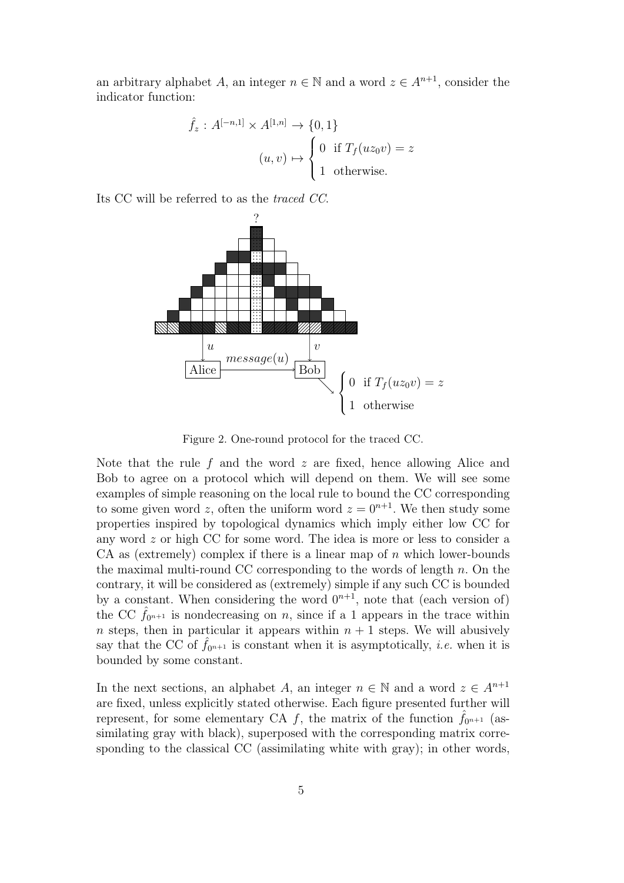an arbitrary alphabet $A$, an integer $n \in \mathbb{N}$ and a word $z \in A^{n+1}$, consider the indicator function:

$$\hat{f}_z : A^{[-n,1]} \times A^{[1,n]} \to \{0,1\}$$
$$(u,v) \mapsto \begin{cases} 0 & \text{if } T_f(uz_0v) = z \\ 1 & \text{otherwise.} \end{cases}$$

Its CC will be referred to as the *traced CC*.

Figure 2. One-round protocol for the traced CC.

Note that the rule $f$ and the word $z$ are fixed, hence allowing Alice and Bob to agree on a protocol which will depend on them. We will see some examples of simple reasoning on the local rule to bound the CC corresponding to some given word $z$, often the uniform word $z = 0^{n+1}$. We then study some properties inspired by topological dynamics which imply either low CC for any word $z$ or high CC for some word. The idea is more or less to consider a CA as (extremely) complex if there is a linear map of $n$ which lower-bounds the maximal multi-round CC corresponding to the words of length $n$. On the contrary, it will be considered as (extremely) simple if any such CC is bounded by a constant. When considering the word $0^{n+1}$, note that (each version of) the CC $\hat{f}_{0^{n+1}}$ is nondecreasing on $n$, since if a 1 appears in the trace within $n$ steps, then in particular it appears within $n+1$ steps. We will abusively say that the CC of $\hat{f}_{0^{n+1}}$ is constant when it is asymptotically, *i.e.* when it is bounded by some constant.

In the next sections, an alphabet $A$, an integer $n \in \mathbb{N}$ and a word $z \in A^{n+1}$ are fixed, unless explicitly stated otherwise. Each figure presented further will represent, for some elementary CA $f$, the matrix of the function $\hat{f}_{0^{n+1}}$ (assimilating gray with black), superposed with the corresponding matrix corresponding to the classical CC (assimilating white with gray); in other words,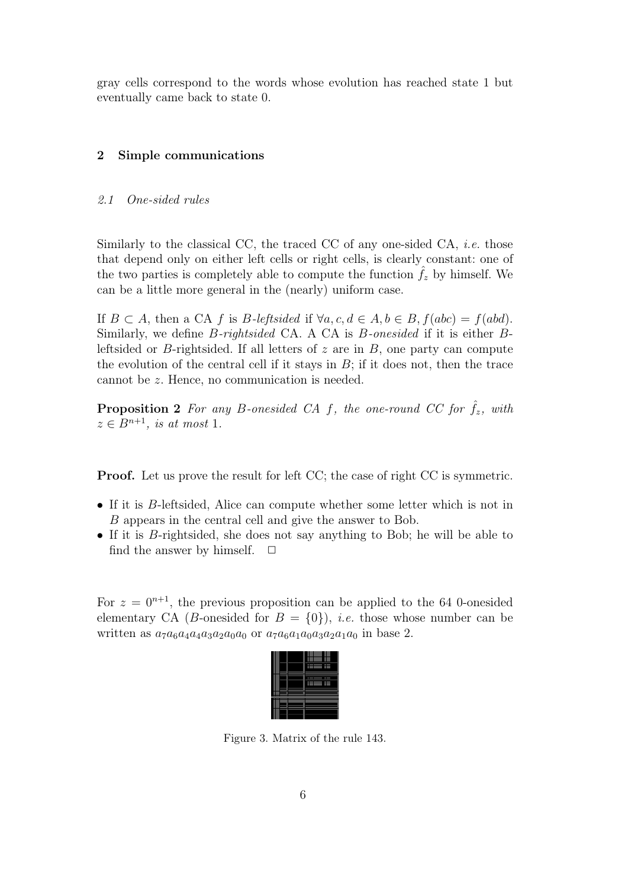gray cells correspond to the words whose evolution has reached state 1 but eventually came back to state 0.

## 2 Simple communications

### 2.1 One-sided rules

Similarly to the classical CC, the traced CC of any one-sided CA, *i.e.* those that depend only on either left cells or right cells, is clearly constant: one of the two parties is completely able to compute the function $\hat{f}_z$ by himself. We can be a little more general in the (nearly) uniform case.

If $B \subset A$, then a CA $f$ is *B-leftsided* if $\forall a, c, d \in A, b \in B, f(abc) = f(abd)$. Similarly, we define *B-rightsided* CA. A CA is *B-onesided* if it is either $B$-leftsided or $B$-rightsided. If all letters of $z$ are in $B$, one party can compute the evolution of the central cell if it stays in $B$; if it does not, then the trace cannot be $z$. Hence, no communication is needed.

**Proposition 2** *For any B-onesided CA $f$, the one-round CC for $\hat{f}_z$, with $z \in B^{n+1}$, is at most* 1.

**Proof.** Let us prove the result for left CC; the case of right CC is symmetric.

- If it is $B$-leftsided, Alice can compute whether some letter which is not in $B$ appears in the central cell and give the answer to Bob.
- If it is $B$-rightsided, she does not say anything to Bob; he will be able to find the answer by himself. □

For $z = 0^{n+1}$, the previous proposition can be applied to the 64 0-onesided elementary CA ($B$-onesided for $B = \{0\}$), *i.e.* those whose number can be written as $a_7a_6a_4a_4a_3a_2a_0a_0$ or $a_7a_6a_1a_0a_3a_2a_1a_0$ in base 2.

Figure 3. Matrix of the rule 143.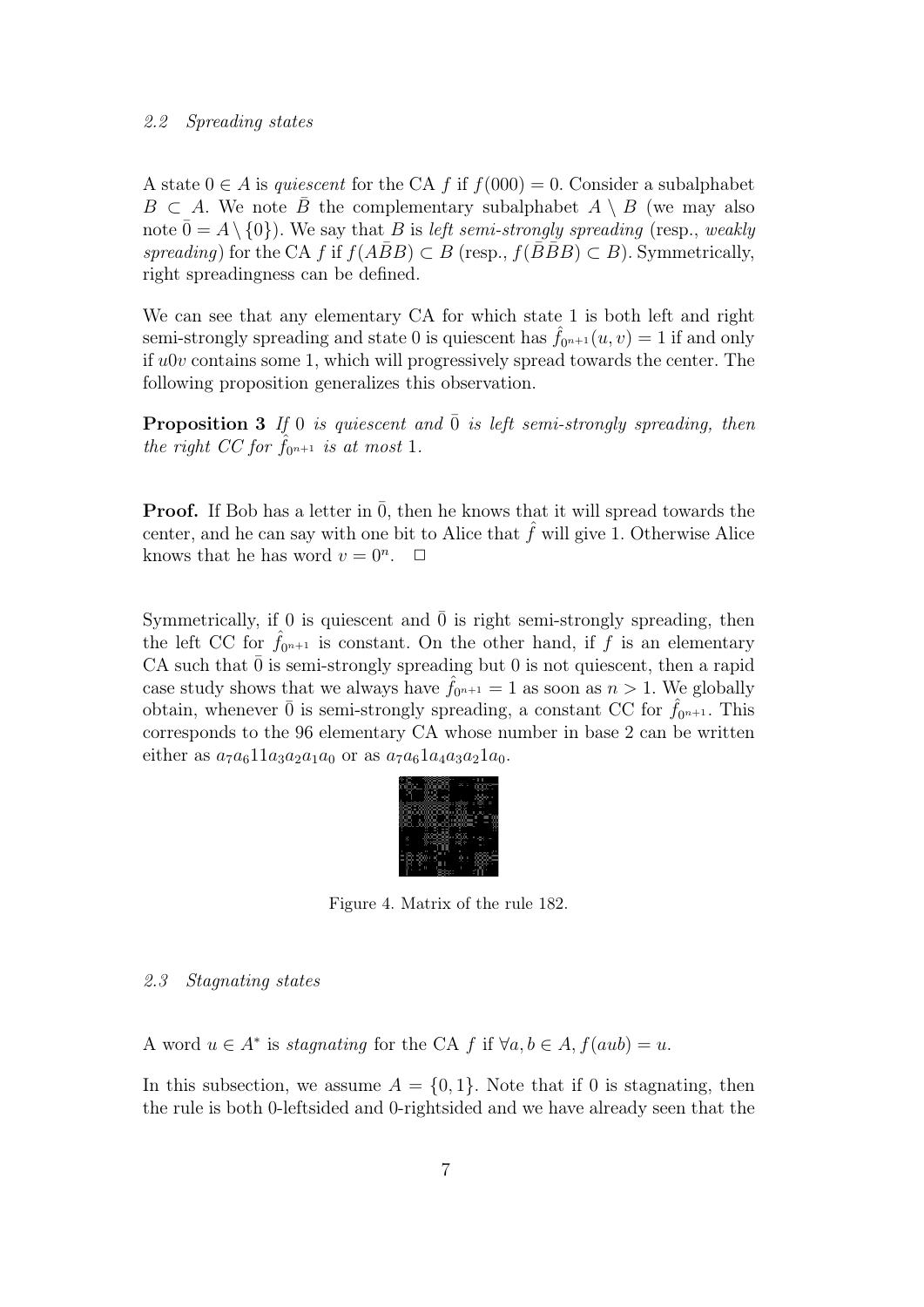### 2.2 Spreading states

A state $0 \in A$ is *quiescent* for the CA $f$ if $f(000) = 0$. Consider a subalphabet $B \subset A$. We note $\bar{B}$ the complementary subalphabet $A \setminus B$ (we may also note $\bar{0} = A \setminus \{0\}$). We say that $B$ is *left semi-strongly spreading* (resp., *weakly spreading*) for the CA $f$ if $f(A\bar{B}B) \subset B$ (resp., $f(\bar{B}\bar{B}B) \subset B$). Symmetrically, right spreadingness can be defined.

We can see that any elementary CA for which state 1 is both left and right semi-strongly spreading and state 0 is quiescent has $\hat{f}_{0^{n+1}}(u, v) = 1$ if and only if $u0v$ contains some 1, which will progressively spread towards the center. The following proposition generalizes this observation.

**Proposition 3** *If* 0 *is quiescent and* $\bar{0}$ *is left semi-strongly spreading, then the right CC for* $\hat{f}_{0^{n+1}}$ *is at most* 1.

**Proof.** If Bob has a letter in $\bar{0}$, then he knows that it will spread towards the center, and he can say with one bit to Alice that $\hat{f}$ will give 1. Otherwise Alice knows that he has word $v = 0^n$. □

Symmetrically, if 0 is quiescent and $\bar{0}$ is right semi-strongly spreading, then the left CC for $\hat{f}_{0^{n+1}}$ is constant. On the other hand, if $f$ is an elementary CA such that $\bar{0}$ is semi-strongly spreading but 0 is not quiescent, then a rapid case study shows that we always have $\hat{f}_{0^{n+1}} = 1$ as soon as $n > 1$. We globally obtain, whenever $\bar{0}$ is semi-strongly spreading, a constant CC for $\hat{f}_{0^{n+1}}$. This corresponds to the 96 elementary CA whose number in base 2 can be written either as $a_7a_611a_3a_2a_1a_0$ or as $a_7a_61a_4a_3a_21a_0$.

Figure 4. Matrix of the rule 182.

### 2.3 Stagnating states

A word $u \in A^*$ is *stagnating* for the CA $f$ if $\forall a, b \in A, f(aub) = u$.

In this subsection, we assume $A = \{0, 1\}$. Note that if 0 is stagnating, then the rule is both 0-leftsided and 0-rightsided and we have already seen that the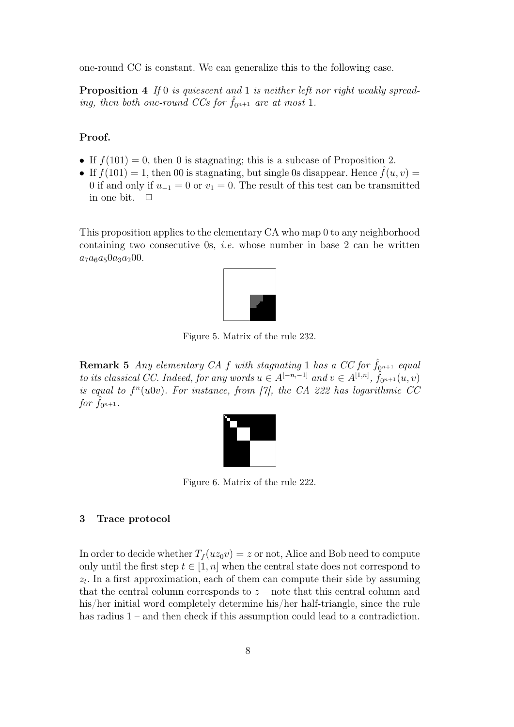one-round CC is constant. We can generalize this to the following case.

**Proposition 4** *If* 0 *is quiescent and* 1 *is neither left nor right weakly spreading, then both one-round CCs for* $\hat{f}_{0^{n+1}}$ *are at most* 1.

**Proof.**

- If $f(101) = 0$, then 0 is stagnating; this is a subcase of Proposition 2.
- If $f(101) = 1$, then 00 is stagnating, but single 0s disappear. Hence $\hat{f}(u, v) = 0$ if and only if $u_{-1} = 0$ or $v_1 = 0$. The result of this test can be transmitted in one bit. □

This proposition applies to the elementary CA who map 0 to any neighborhood containing two consecutive 0s, *i.e.* whose number in base 2 can be written $a_7a_6a_50a_3a_200$.

Figure 5. Matrix of the rule 232.

**Remark 5** *Any elementary CA* $f$ *with stagnating* 1 *has a CC for* $\hat{f}_{0^{n+1}}$ *equal to its classical CC. Indeed, for any words* $u \in A^{[-n,-1]}$ *and* $v \in A^{[1,n]}$, $\hat{f}_{0^{n+1}}(u, v)$ *is equal to* $f^n(u0v)$. *For instance, from [7], the CA 222 has logarithmic CC for* $\hat{f}_{0^{n+1}}$.

Figure 6. Matrix of the rule 222.

## 3 Trace protocol

In order to decide whether $T_f(uz_0v) = z$ or not, Alice and Bob need to compute only until the first step $t \in [1, n]$ when the central state does not correspond to $z_t$. In a first approximation, each of them can compute their side by assuming that the central column corresponds to $z$ – note that this central column and his/her initial word completely determine his/her half-triangle, since the rule has radius 1 – and then check if this assumption could lead to a contradiction.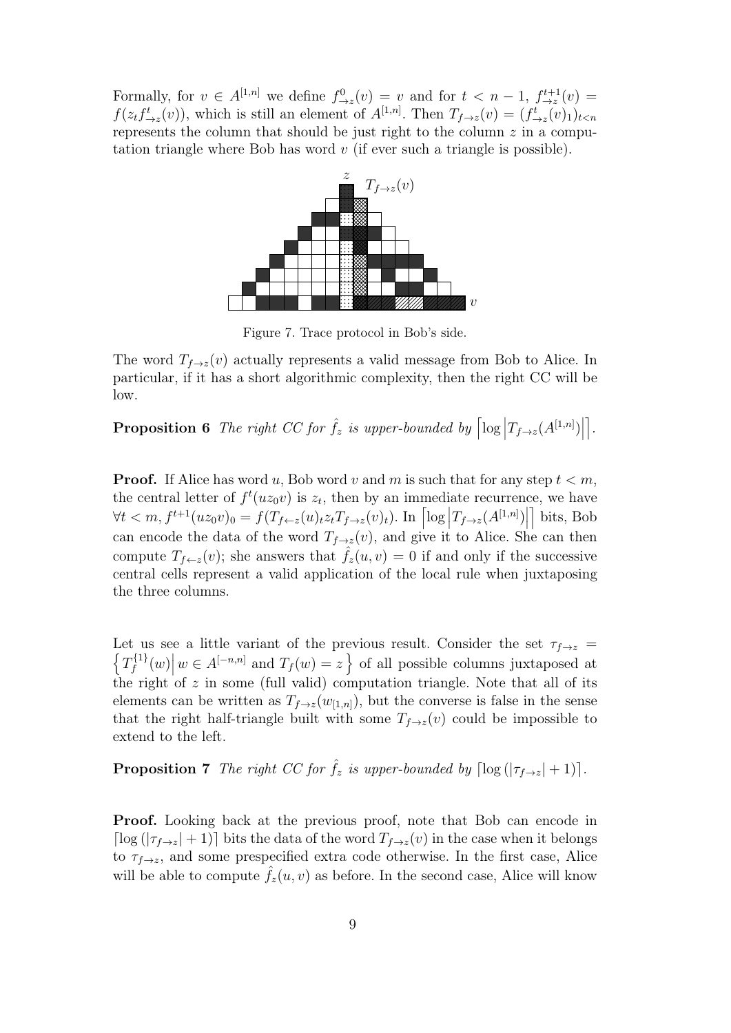Formally, for $v \in A^{[1,n]}$ we define $f^0_{\to z}(v) = v$ and for $t < n-1$, $f^{t+1}_{\to z}(v) = f(z_t f^t_{\to z}(v))$, which is still an element of $A^{[1,n]}$. Then $T_{f\to z}(v) = (f^t_{\to z}(v)_1)_{t<n}$ represents the column that should be just right to the column $z$ in a computation triangle where Bob has word $v$ (if ever such a triangle is possible).

Figure 7. Trace protocol in Bob's side.

The word $T_{f\to z}(v)$ actually represents a valid message from Bob to Alice. In particular, if it has a short algorithmic complexity, then the right CC will be low.

**Proposition 6** *The right CC for $\hat{f}_z$ is upper-bounded by $\left\lceil \log \left| T_{f\to z}(A^{[1,n]}) \right| \right\rceil$.*

**Proof.** If Alice has word $u$, Bob word $v$ and $m$ is such that for any step $t < m$, the central letter of $f^t(uz_0v)$ is $z_t$, then by an immediate recurrence, we have $\forall t < m, f^{t+1}(uz_0v)_0 = f(T_{f\leftarrow z}(u)_t z_t T_{f\to z}(v)_t)$. In $\left\lceil \log \left| T_{f\to z}(A^{[1,n]}) \right| \right\rceil$ bits, Bob can encode the data of the word $T_{f\to z}(v)$, and give it to Alice. She can then compute $T_{f\leftarrow z}(v)$; she answers that $\hat{f}_z(u,v) = 0$ if and only if the successive central cells represent a valid application of the local rule when juxtaposing the three columns.

Let us see a little variant of the previous result. Consider the set $\tau_{f\to z} = \left\{ T^{\{1\}}_f(w) \middle| w \in A^{[-n,n]} \text{ and } T_f(w) = z \right\}$ of all possible columns juxtaposed at the right of $z$ in some (full valid) computation triangle. Note that all of its elements can be written as $T_{f\to z}(w_{[1,n]})$, but the converse is false in the sense that the right half-triangle built with some $T_{f\to z}(v)$ could be impossible to extend to the left.

**Proposition 7** *The right CC for $\hat{f}_z$ is upper-bounded by $\lceil \log(|\tau_{f\to z}| + 1) \rceil$.*

**Proof.** Looking back at the previous proof, note that Bob can encode in $\lceil \log(|\tau_{f\to z}| + 1) \rceil$ bits the data of the word $T_{f\to z}(v)$ in the case when it belongs to $\tau_{f\to z}$, and some prespecified extra code otherwise. In the first case, Alice will be able to compute $\hat{f}_z(u,v)$ as before. In the second case, Alice will know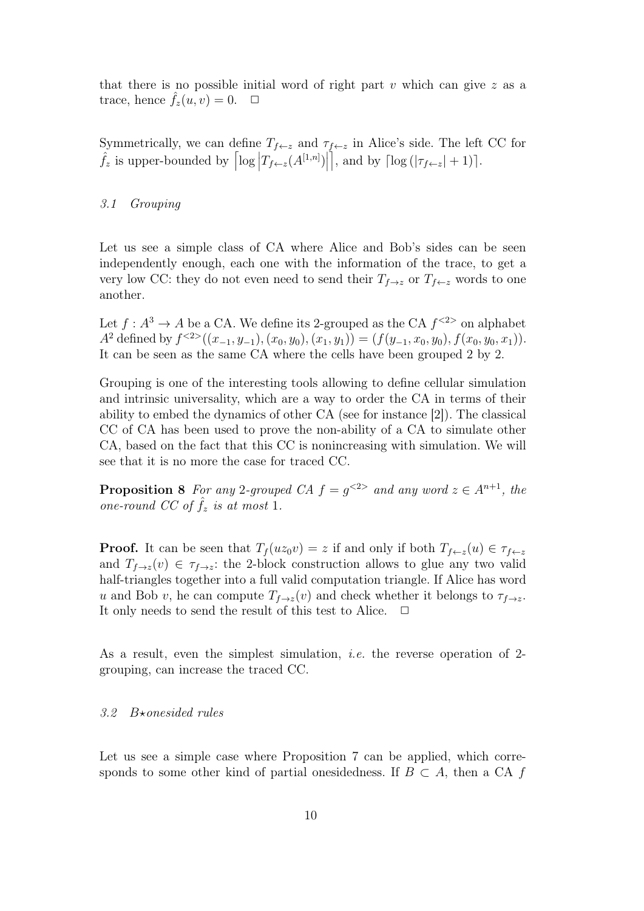that there is no possible initial word of right part $v$ which can give $z$ as a trace, hence $\hat{f}_z(u,v) = 0$. $\square$

Symmetrically, we can define $T_{f\leftarrow z}$ and $\tau_{f\leftarrow z}$ in Alice's side. The left CC for $\hat{f}_z$ is upper-bounded by $\left\lceil \log \left| T_{f\leftarrow z}(A^{[1,n]}) \right| \right\rceil$, and by $\lceil \log (|\tau_{f\leftarrow z}| + 1) \rceil$.

### 3.1 Grouping

Let us see a simple class of CA where Alice and Bob's sides can be seen independently enough, each one with the information of the trace, to get a very low CC: they do not even need to send their $T_{f\rightarrow z}$ or $T_{f\leftarrow z}$ words to one another.

Let $f : A^3 \rightarrow A$ be a CA. We define its 2-grouped as the CA $f^{<2>}$ on alphabet $A^2$ defined by $f^{<2>}((x_{-1}, y_{-1}), (x_0, y_0), (x_1, y_1)) = (f(y_{-1}, x_0, y_0), f(x_0, y_0, x_1))$. It can be seen as the same CA where the cells have been grouped 2 by 2.

Grouping is one of the interesting tools allowing to define cellular simulation and intrinsic universality, which are a way to order the CA in terms of their ability to embed the dynamics of other CA (see for instance [2]). The classical CC of CA has been used to prove the non-ability of a CA to simulate other CA, based on the fact that this CC is nonincreasing with simulation. We will see that it is no more the case for traced CC.

**Proposition 8** *For any 2-grouped CA $f = g^{<2>}$ and any word $z \in A^{n+1}$, the one-round CC of $\hat{f}_z$ is at most 1.*

**Proof.** It can be seen that $T_f(uz_0v) = z$ if and only if both $T_{f\leftarrow z}(u) \in \tau_{f\leftarrow z}$ and $T_{f\rightarrow z}(v) \in \tau_{f\rightarrow z}$: the 2-block construction allows to glue any two valid half-triangles together into a full valid computation triangle. If Alice has word $u$ and Bob $v$, he can compute $T_{f\rightarrow z}(v)$ and check whether it belongs to $\tau_{f\rightarrow z}$. It only needs to send the result of this test to Alice. $\square$

As a result, even the simplest simulation, *i.e.* the reverse operation of 2-grouping, can increase the traced CC.

### 3.2 $B\star$onesided rules

Let us see a simple case where Proposition 7 can be applied, which corresponds to some other kind of partial onesidedness. If $B \subset A$, then a CA $f$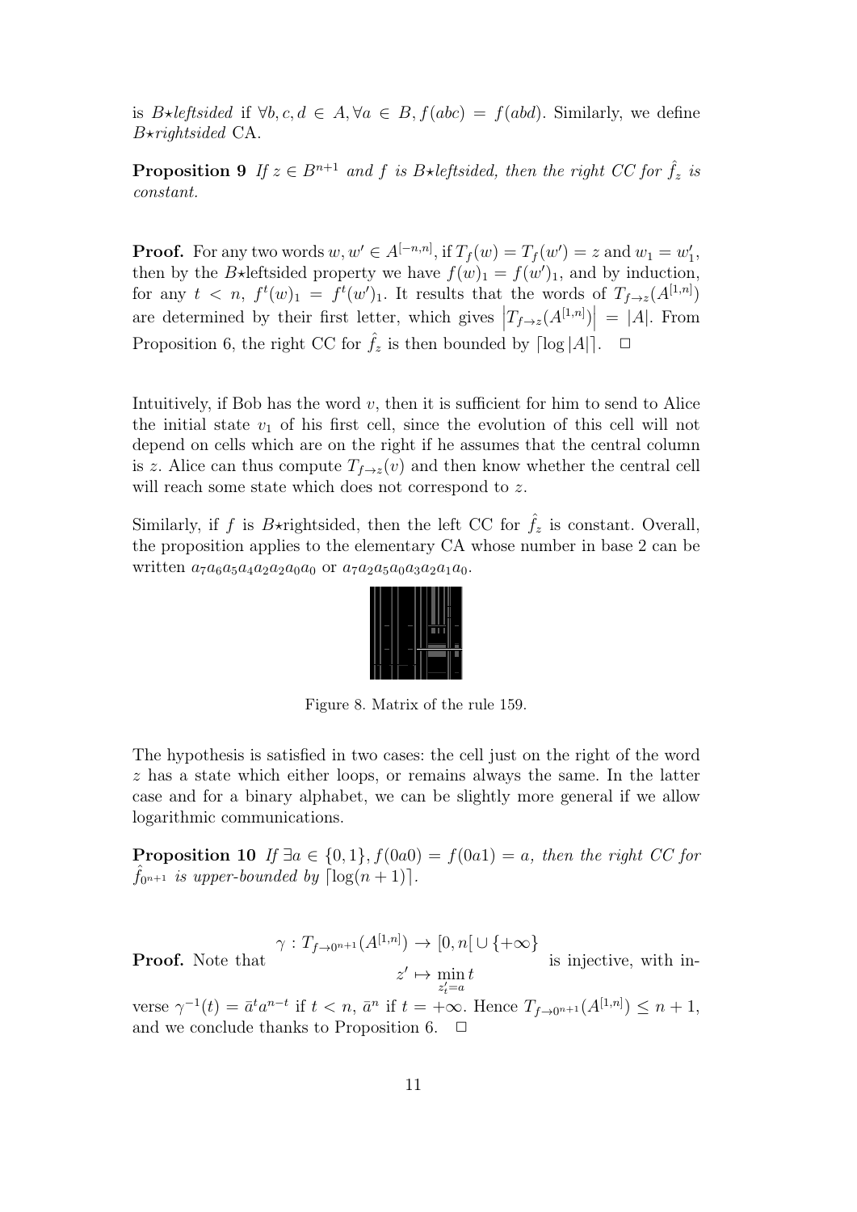is $B\star$*leftsided* if $\forall b, c, d \in A, \forall a \in B, f(abc) = f(abd)$. Similarly, we define $B\star$*rightsided* CA.

**Proposition 9** *If $z \in B^{n+1}$ and $f$ is $B\star$leftsided, then the right CC for $\hat{f}_z$ is constant.*

**Proof.** For any two words $w, w' \in A^{[-n,n]}$, if $T_f(w) = T_f(w') = z$ and $w_1 = w'_1$, then by the $B\star$leftsided property we have $f(w)_1 = f(w')_1$, and by induction, for any $t < n$, $f^t(w)_1 = f^t(w')_1$. It results that the words of $T_{f\to z}(A^{[1,n]})$ are determined by their first letter, which gives $\left|T_{f\to z}(A^{[1,n]})\right| = |A|$. From Proposition 6, the right CC for $\hat{f}_z$ is then bounded by $\lceil \log |A| \rceil$. $\square$

Intuitively, if Bob has the word $v$, then it is sufficient for him to send to Alice the initial state $v_1$ of his first cell, since the evolution of this cell will not depend on cells which are on the right if he assumes that the central column is $z$. Alice can thus compute $T_{f\to z}(v)$ and then know whether the central cell will reach some state which does not correspond to $z$.

Similarly, if $f$ is $B\star$rightsided, then the left CC for $\hat{f}_z$ is constant. Overall, the proposition applies to the elementary CA whose number in base 2 can be written $a_7a_6a_5a_4a_2a_2a_0a_0$ or $a_7a_2a_5a_0a_3a_2a_1a_0$.

Figure 8. Matrix of the rule 159.

The hypothesis is satisfied in two cases: the cell just on the right of the word $z$ has a state which either loops, or remains always the same. In the latter case and for a binary alphabet, we can be slightly more general if we allow logarithmic communications.

**Proposition 10** *If $\exists a \in \{0,1\}, f(0a0) = f(0a1) = a$, then the right CC for $\hat{f}_{0^{n+1}}$ is upper-bounded by $\lceil \log(n+1) \rceil$.*

**Proof.** Note that
$$\gamma : T_{f\to 0^{n+1}}(A^{[1,n]}) \to [0, n[ \cup \{+\infty\}, \quad z' \mapsto \min_{z'_t = a} t$$
is injective, with inverse $\gamma^{-1}(t) = \bar{a}^t a^{n-t}$ if $t < n$, $\bar{a}^n$ if $t = +\infty$. Hence $T_{f\to 0^{n+1}}(A^{[1,n]}) \le n+1$, and we conclude thanks to Proposition 6. $\square$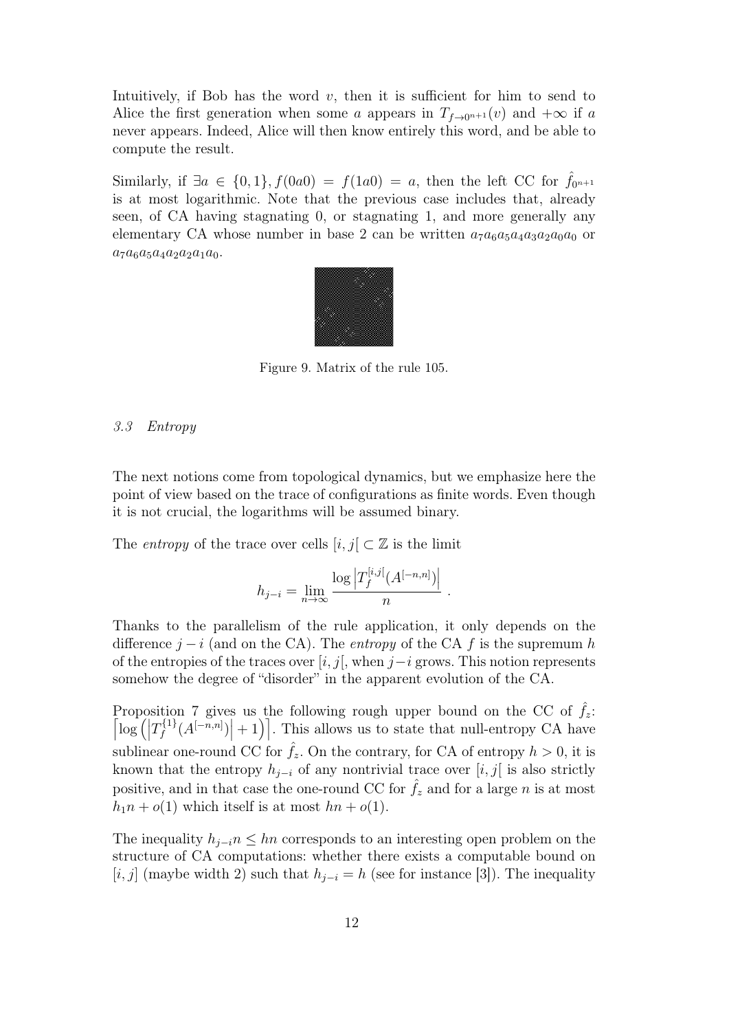Intuitively, if Bob has the word $v$, then it is sufficient for him to send to Alice the first generation when some $a$ appears in $T_{f\to 0^{n+1}}(v)$ and $+\infty$ if $a$ never appears. Indeed, Alice will then know entirely this word, and be able to compute the result.

Similarly, if $\exists a \in \{0,1\}, f(0a0) = f(1a0) = a$, then the left CC for $\hat{f}_{0^{n+1}}$ is at most logarithmic. Note that the previous case includes that, already seen, of CA having stagnating 0, or stagnating 1, and more generally any elementary CA whose number in base 2 can be written $a_7a_6a_5a_4a_3a_2a_0a_0$ or $a_7a_6a_5a_4a_2a_2a_1a_0$.

Figure 9. Matrix of the rule 105.

### 3.3 Entropy

The next notions come from topological dynamics, but we emphasize here the point of view based on the trace of configurations as finite words. Even though it is not crucial, the logarithms will be assumed binary.

The *entropy* of the trace over cells $[i,j[ \subset \mathbb{Z}$ is the limit

$$h_{j-i} = \lim_{n\to\infty} \frac{\log \left| T_f^{[i,j[}(A^{[-n,n]}) \right|}{n} .$$

Thanks to the parallelism of the rule application, it only depends on the difference $j-i$ (and on the CA). The *entropy* of the CA $f$ is the supremum $h$ of the entropies of the traces over $[i,j[$, when $j-i$ grows. This notion represents somehow the degree of "disorder" in the apparent evolution of the CA.

Proposition 7 gives us the following rough upper bound on the CC of $\hat{f}_z$: $\left\lceil \log\left( \left| T_f^{\{1\}}(A^{[-n,n]}) \right| + 1 \right) \right\rceil$. This allows us to state that null-entropy CA have sublinear one-round CC for $\hat{f}_z$. On the contrary, for CA of entropy $h > 0$, it is known that the entropy $h_{j-i}$ of any nontrivial trace over $[i,j[$ is also strictly positive, and in that case the one-round CC for $\hat{f}_z$ and for a large $n$ is at most $h_1 n + o(1)$ which itself is at most $hn + o(1)$.

The inequality $h_{j-i} n \leq hn$ corresponds to an interesting open problem on the structure of CA computations: whether there exists a computable bound on $[i,j]$ (maybe width 2) such that $h_{j-i} = h$ (see for instance [3]). The inequality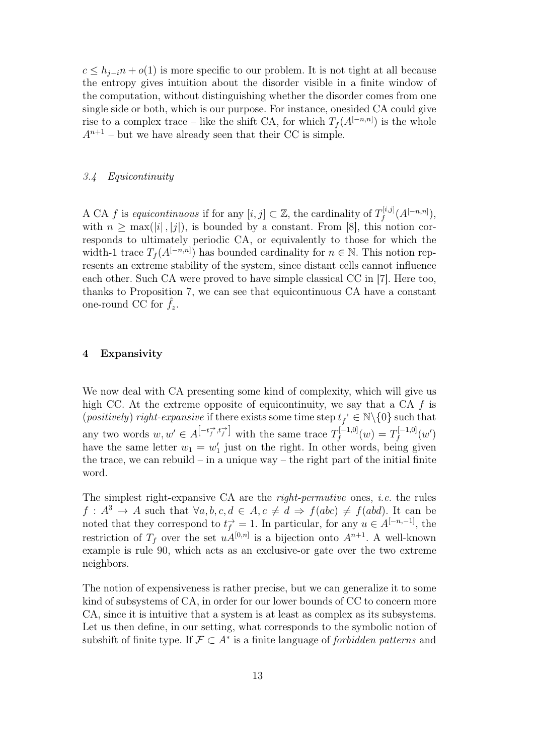$c \leq h_{j-i}n + o(1)$ is more specific to our problem. It is not tight at all because the entropy gives intuition about the disorder visible in a finite window of the computation, without distinguishing whether the disorder comes from one single side or both, which is our purpose. For instance, onesided CA could give rise to a complex trace – like the shift CA, for which $T_f(A^{[-n,n]})$ is the whole $A^{n+1}$ – but we have already seen that their CC is simple.

### 3.4 Equicontinuity

A CA $f$ is *equicontinuous* if for any $[i,j] \subset \mathbb{Z}$, the cardinality of $T_f^{[i,j]}(A^{[-n,n]})$, with $n \geq \max(|i|,|j|)$, is bounded by a constant. From [8], this notion corresponds to ultimately periodic CA, or equivalently to those for which the width-1 trace $T_f(A^{[-n,n]})$ has bounded cardinality for $n \in \mathbb{N}$. This notion represents an extreme stability of the system, since distant cells cannot influence each other. Such CA were proved to have simple classical CC in [7]. Here too, thanks to Proposition 7, we can see that equicontinuous CA have a constant one-round CC for $\hat{f}_z$.

## 4 Expansivity

We now deal with CA presenting some kind of complexity, which will give us high CC. At the extreme opposite of equicontinuity, we say that a CA $f$ is (*positively*) *right-expansive* if there exists some time step $t_f^{\rightarrow} \in \mathbb{N}\backslash\{0\}$ such that any two words $w, w' \in A^{[-t_f^{\rightarrow}, t_f^{\rightarrow}]}$ with the same trace $T_f^{[-1,0]}(w) = T_f^{[-1,0]}(w')$ have the same letter $w_1 = w'_1$ just on the right. In other words, being given the trace, we can rebuild – in a unique way – the right part of the initial finite word.

The simplest right-expansive CA are the *right-permutive* ones, *i.e.* the rules $f : A^3 \rightarrow A$ such that $\forall a, b, c, d \in A, c \neq d \Rightarrow f(abc) \neq f(abd)$. It can be noted that they correspond to $t_f^{\rightarrow} = 1$. In particular, for any $u \in A^{[-n,-1]}$, the restriction of $T_f$ over the set $uA^{[0,n]}$ is a bijection onto $A^{n+1}$. A well-known example is rule 90, which acts as an exclusive-or gate over the two extreme neighbors.

The notion of expensiveness is rather precise, but we can generalize it to some kind of subsystems of CA, in order for our lower bounds of CC to concern more CA, since it is intuitive that a system is at least as complex as its subsystems. Let us then define, in our setting, what corresponds to the symbolic notion of subshift of finite type. If $\mathcal{F} \subset A^*$ is a finite language of *forbidden patterns* and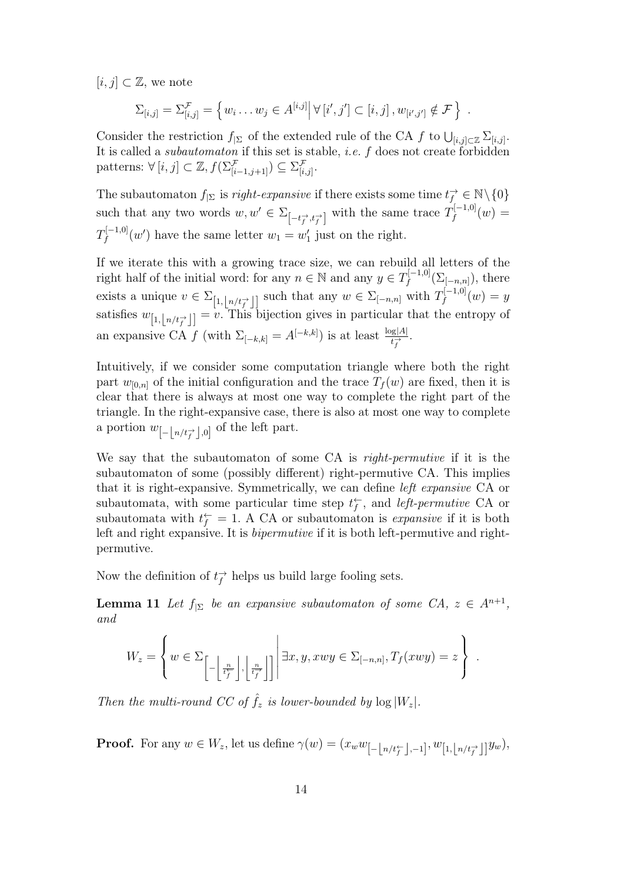$[i,j] \subset \mathbb{Z}$, we note

$$\Sigma_{[i,j]} = \Sigma^{\mathcal{F}}_{[i,j]} = \left\{ w_i \dots w_j \in A^{[i,j]} \middle| \, \forall \, [i',j'] \subset [i,j] \, , w_{[i',j']} \notin \mathcal{F} \right\} \, .$$

Consider the restriction $f_{|\Sigma}$ of the extended rule of the CA $f$ to $\bigcup_{[i,j]\subset\mathbb{Z}} \Sigma_{[i,j]}$. It is called a *subautomaton* if this set is stable, *i.e.* $f$ does not create forbidden patterns: $\forall \, [i,j] \subset \mathbb{Z}, f(\Sigma^{\mathcal{F}}_{[i-1,j+1]}) \subseteq \Sigma^{\mathcal{F}}_{[i,j]}$.

The subautomaton $f_{|\Sigma}$ is *right-expansive* if there exists some time $t^{\rightarrow}_f \in \mathbb{N}\setminus\{0\}$ such that any two words $w, w' \in \Sigma_{\left[-t^{\rightarrow}_f, t^{\rightarrow}_f\right]}$ with the same trace $T^{[-1,0]}_f(w) = T^{[-1,0]}_f(w')$ have the same letter $w_1 = w'_1$ just on the right.

If we iterate this with a growing trace size, we can rebuild all letters of the right half of the initial word: for any $n \in \mathbb{N}$ and any $y \in T^{[-1,0]}_f(\Sigma_{[-n,n]})$, there exists a unique $v \in \Sigma_{\left[1, \left\lfloor n/t^{\rightarrow}_f \right\rfloor\right]}$ such that any $w \in \Sigma_{[-n,n]}$ with $T^{[-1,0]}_f(w) = y$ satisfies $w_{\left[1, \left\lfloor n/t^{\rightarrow}_f \right\rfloor\right]} = v$. This bijection gives in particular that the entropy of an expansive CA $f$ (with $\Sigma_{[-k,k]} = A^{[-k,k]}$) is at least $\frac{\log|A|}{t^{\rightarrow}_f}$.

Intuitively, if we consider some computation triangle where both the right part $w_{[0,n]}$ of the initial configuration and the trace $T_f(w)$ are fixed, then it is clear that there is always at most one way to complete the right part of the triangle. In the right-expansive case, there is also at most one way to complete a portion $w_{\left[-\left\lfloor n/t^{\rightarrow}_f \right\rfloor, 0\right]}$ of the left part.

We say that the subautomaton of some CA is *right-permutive* if it is the subautomaton of some (possibly different) right-permutive CA. This implies that it is right-expansive. Symmetrically, we can define *left expansive* CA or subautomata, with some particular time step $t^{\leftarrow}_f$, and *left-permutive* CA or subautomata with $t^{\leftarrow}_f = 1$. A CA or subautomaton is *expansive* if it is both left and right expansive. It is *bipermutive* if it is both left-permutive and right-permutive.

Now the definition of $t^{\rightarrow}_f$ helps us build large fooling sets.

**Lemma 11** *Let $f_{|\Sigma}$ be an expansive subautomaton of some CA, $z \in A^{n+1}$, and*

$$W_z = \left\{ w \in \Sigma_{\left[-\left\lfloor \frac{n}{t^{\leftarrow}_f} \right\rfloor, \left\lfloor \frac{n}{t^{\rightarrow}_f} \right\rfloor\right]} \middle| \, \exists x, y, xwy \in \Sigma_{[-n,n]}, T_f(xwy) = z \right\} \, .$$

*Then the multi-round CC of $\hat{f}_z$ is lower-bounded by $\log|W_z|$.*

**Proof.** For any $w \in W_z$, let us define $\gamma(w) = (x_w w_{\left[-\left\lfloor n/t^{\leftarrow}_f \right\rfloor, -1\right]}, w_{\left[1, \left\lfloor n/t^{\rightarrow}_f \right\rfloor\right]} y_w)$,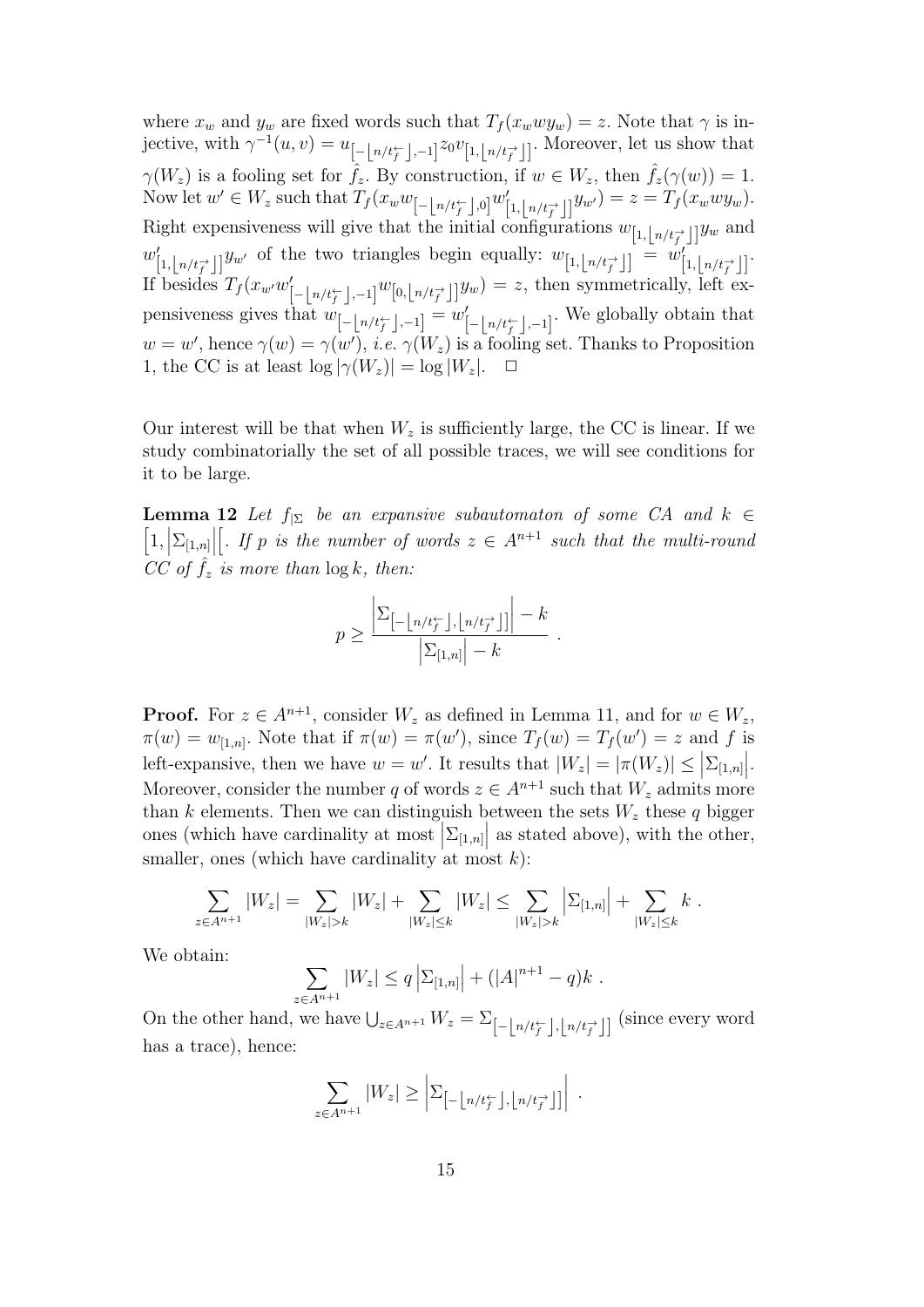where $x_w$ and $y_w$ are fixed words such that $T_f(x_w w y_w) = z$. Note that $\gamma$ is injective, with $\gamma^{-1}(u,v) = u_{\left[-\left\lfloor n/t_f^{\leftarrow}\right\rfloor,-1\right]} z_0 v_{\left[1,\left\lfloor n/t_f^{\rightarrow}\right\rfloor\right]}$. Moreover, let us show that $\gamma(W_z)$ is a fooling set for $\hat{f}_z$. By construction, if $w \in W_z$, then $\hat{f}_z(\gamma(w)) = 1$. Now let $w' \in W_z$ such that $T_f(x_w w_{\left[-\left\lfloor n/t_f^{\leftarrow}\right\rfloor,0\right]} w'_{\left[1,\left\lfloor n/t_f^{\rightarrow}\right\rfloor\right]} y_{w'}) = z = T_f(x_w w y_w)$. Right expensiveness will give that the initial configurations $w_{\left[1,\left\lfloor n/t_f^{\rightarrow}\right\rfloor\right]} y_w$ and $w'_{\left[1,\left\lfloor n/t_f^{\rightarrow}\right\rfloor\right]} y_{w'}$ of the two triangles begin equally: $w_{\left[1,\left\lfloor n/t_f^{\rightarrow}\right\rfloor\right]} = w'_{\left[1,\left\lfloor n/t_f^{\rightarrow}\right\rfloor\right]}$. If besides $T_f(x_{w'} w'_{\left[-\left\lfloor n/t_f^{\leftarrow}\right\rfloor,-1\right]} w_{\left[0,\left\lfloor n/t_f^{\rightarrow}\right\rfloor\right]} y_w) = z$, then symmetrically, left expensiveness gives that $w_{\left[-\left\lfloor n/t_f^{\leftarrow}\right\rfloor,-1\right]} = w'_{\left[-\left\lfloor n/t_f^{\leftarrow}\right\rfloor,-1\right]}$. We globally obtain that $w = w'$, hence $\gamma(w) = \gamma(w')$, *i.e.* $\gamma(W_z)$ is a fooling set. Thanks to Proposition 1, the CC is at least $\log|\gamma(W_z)| = \log|W_z|$. $\square$

Our interest will be that when $W_z$ is sufficiently large, the CC is linear. If we study combinatorially the set of all possible traces, we will see conditions for it to be large.

**Lemma 12** *Let $f_{|\Sigma}$ be an expansive subautomaton of some CA and $k \in \left[1, \left|\Sigma_{[1,n]}\right|\right[$. If $p$ is the number of words $z \in A^{n+1}$ such that the multi-round CC of $\hat{f}_z$ is more than $\log k$, then:*

$$p \geq \frac{\left|\Sigma_{\left[-\left\lfloor n/t_f^{\leftarrow}\right\rfloor,\left\lfloor n/t_f^{\rightarrow}\right\rfloor\right]}\right| - k}{\left|\Sigma_{[1,n]}\right| - k} .$$

**Proof.** For $z \in A^{n+1}$, consider $W_z$ as defined in Lemma 11, and for $w \in W_z$, $\pi(w) = w_{[1,n]}$. Note that if $\pi(w) = \pi(w')$, since $T_f(w) = T_f(w') = z$ and $f$ is left-expansive, then we have $w = w'$. It results that $|W_z| = |\pi(W_z)| \leq \left|\Sigma_{[1,n]}\right|$. Moreover, consider the number $q$ of words $z \in A^{n+1}$ such that $W_z$ admits more than $k$ elements. Then we can distinguish between the sets $W_z$ these $q$ bigger ones (which have cardinality at most $\left|\Sigma_{[1,n]}\right|$ as stated above), with the other, smaller, ones (which have cardinality at most $k$):

$$\sum_{z \in A^{n+1}} |W_z| = \sum_{|W_z|>k} |W_z| + \sum_{|W_z| \leq k} |W_z| \leq \sum_{|W_z|>k} \left|\Sigma_{[1,n]}\right| + \sum_{|W_z| \leq k} k .$$

We obtain:

$$\sum_{z \in A^{n+1}} |W_z| \leq q\left|\Sigma_{[1,n]}\right| + (|A|^{n+1} - q)k .$$

On the other hand, we have $\bigcup_{z \in A^{n+1}} W_z = \Sigma_{\left[-\left\lfloor n/t_f^{\leftarrow}\right\rfloor,\left\lfloor n/t_f^{\rightarrow}\right\rfloor\right]}$ (since every word has a trace), hence:

$$\sum_{z \in A^{n+1}} |W_z| \geq \left|\Sigma_{\left[-\left\lfloor n/t_f^{\leftarrow}\right\rfloor,\left\lfloor n/t_f^{\rightarrow}\right\rfloor\right]}\right| .$$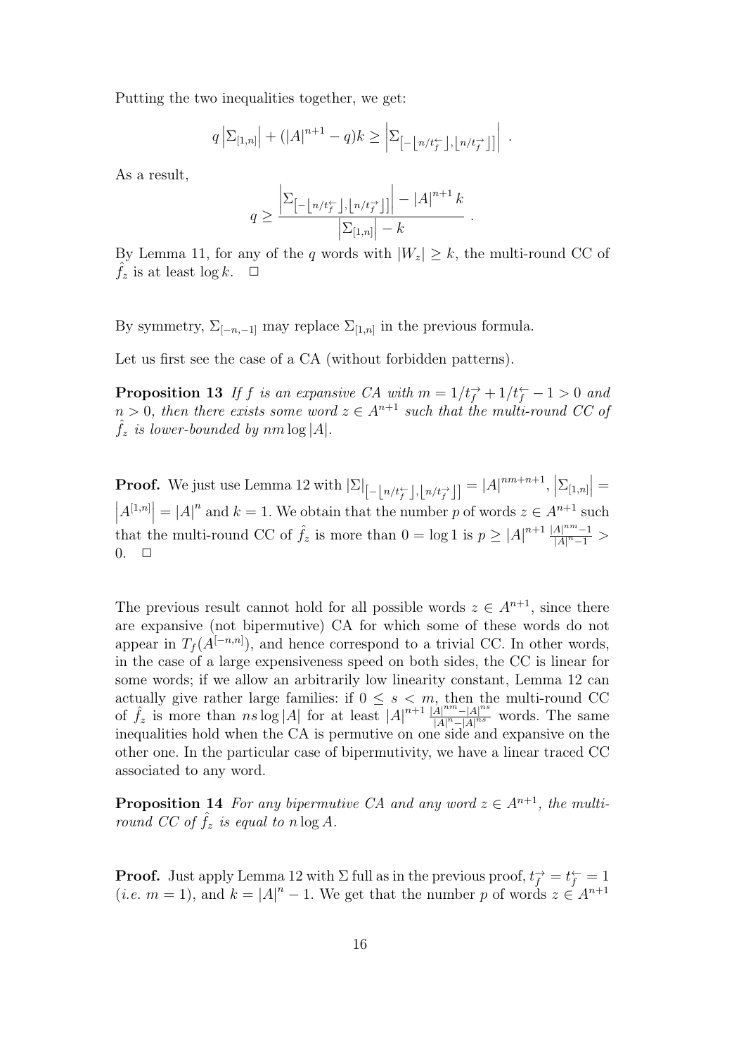Putting the two inequalities together, we get:

$$q\left|\Sigma_{[1,n]}\right| + (|A|^{n+1} - q)k \geq \left|\Sigma_{\left[-\left\lfloor n/t_f^{\leftarrow}\right\rfloor, \left\lfloor n/t_f^{\rightarrow}\right\rfloor\right]}\right| .$$

As a result,

$$q \geq \frac{\left|\Sigma_{\left[-\left\lfloor n/t_f^{\leftarrow}\right\rfloor, \left\lfloor n/t_f^{\rightarrow}\right\rfloor\right]}\right| - |A|^{n+1} k}{\left|\Sigma_{[1,n]}\right| - k} .$$

By Lemma 11, for any of the $q$ words with $|W_z| \geq k$, the multi-round CC of $\hat{f}_z$ is at least $\log k$. $\square$

By symmetry, $\Sigma_{[-n,-1]}$ may replace $\Sigma_{[1,n]}$ in the previous formula.

Let us first see the case of a CA (without forbidden patterns).

**Proposition 13** *If $f$ is an expansive CA with $m = 1/t_f^{\rightarrow} + 1/t_f^{\leftarrow} - 1 > 0$ and $n > 0$, then there exists some word $z \in A^{n+1}$ such that the multi-round CC of $\hat{f}_z$ is lower-bounded by $nm \log |A|$.*

**Proof.** We just use Lemma 12 with $|\Sigma|_{\left[-\left\lfloor n/t_f^{\leftarrow}\right\rfloor, \left\lfloor n/t_f^{\rightarrow}\right\rfloor\right]} = |A|^{nm+n+1}$, $\left|\Sigma_{[1,n]}\right| = \left|A^{[1,n]}\right| = |A|^n$ and $k = 1$. We obtain that the number $p$ of words $z \in A^{n+1}$ such that the multi-round CC of $\hat{f}_z$ is more than $0 = \log 1$ is $p \geq |A|^{n+1} \frac{|A|^{nm}-1}{|A|^n - 1} > 0$. $\square$

The previous result cannot hold for all possible words $z \in A^{n+1}$, since there are expansive (not bipermutive) CA for which some of these words do not appear in $T_f(A^{[-n,n]})$, and hence correspond to a trivial CC. In other words, in the case of a large expensiveness speed on both sides, the CC is linear for some words; if we allow an arbitrarily low linearity constant, Lemma 12 can actually give rather large families: if $0 \leq s < m$, then the multi-round CC of $\hat{f}_z$ is more than $ns \log |A|$ for at least $|A|^{n+1} \frac{|A|^{nm} - |A|^{ns}}{|A|^n - |A|^{ns}}$ words. The same inequalities hold when the CA is permutive on one side and expansive on the other one. In the particular case of bipermutivity, we have a linear traced CC associated to any word.

**Proposition 14** *For any bipermutive CA and any word $z \in A^{n+1}$, the multi-round CC of $\hat{f}_z$ is equal to $n \log A$.*

**Proof.** Just apply Lemma 12 with $\Sigma$ full as in the previous proof, $t_f^{\rightarrow} = t_f^{\leftarrow} = 1$ (*i.e.* $m = 1$), and $k = |A|^n - 1$. We get that the number $p$ of words $z \in A^{n+1}$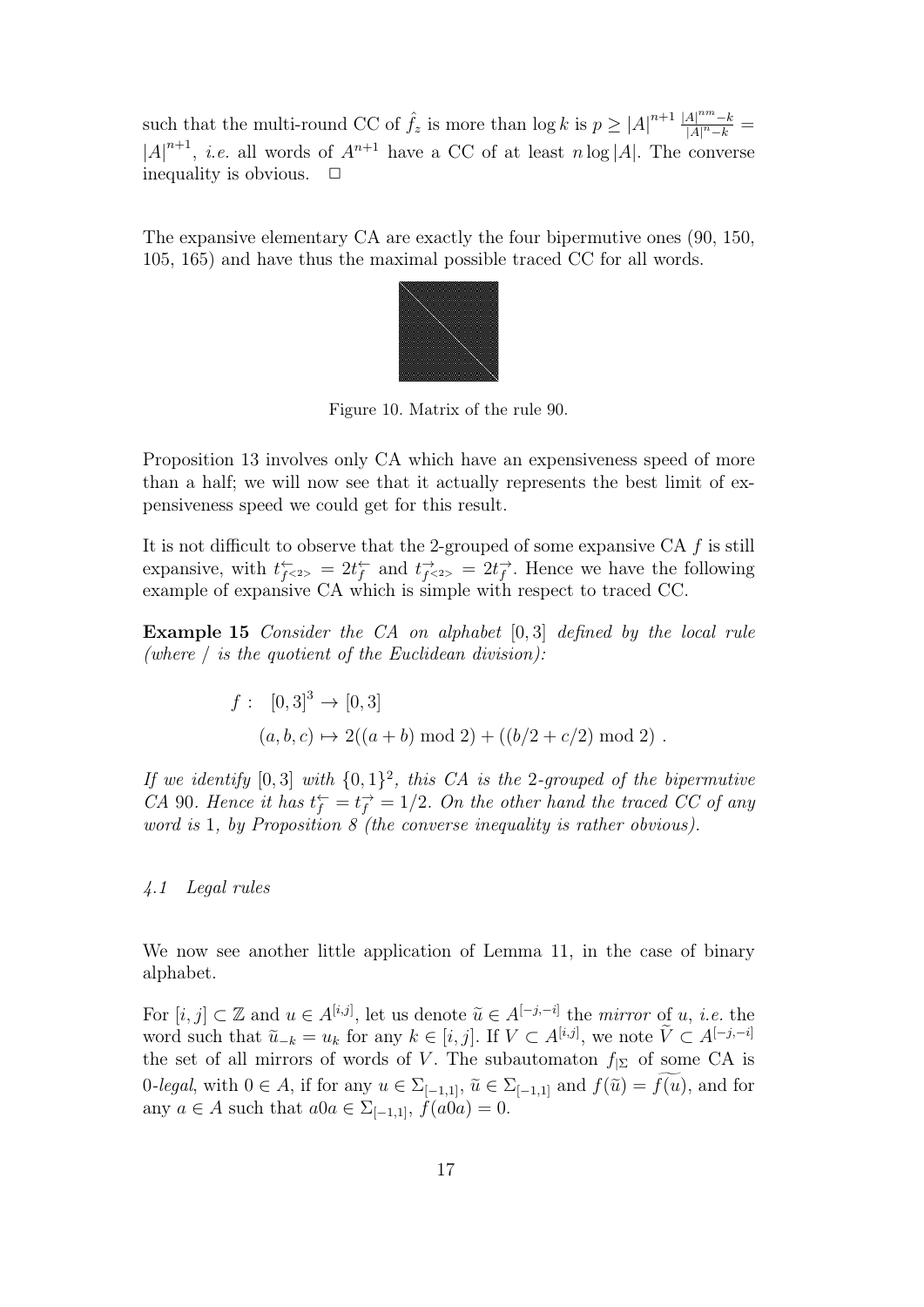such that the multi-round CC of $\hat{f}_z$ is more than $\log k$ is $p \geq |A|^{n+1} \frac{|A|^{nm}-k}{|A|^n-k} = |A|^{n+1}$, *i.e.* all words of $A^{n+1}$ have a CC of at least $n \log |A|$. The converse inequality is obvious. $\square$

The expansive elementary CA are exactly the four bipermutive ones (90, 150, 105, 165) and have thus the maximal possible traced CC for all words.

Figure 10. Matrix of the rule 90.

Proposition 13 involves only CA which have an expensiveness speed of more than a half; we will now see that it actually represents the best limit of expensiveness speed we could get for this result.

It is not difficult to observe that the 2-grouped of some expansive CA $f$ is still expansive, with $t^{\leftarrow}_{f^{<2>}} = 2t^{\leftarrow}_f$ and $t^{\rightarrow}_{f^{<2>}} = 2t^{\rightarrow}_f$. Hence we have the following example of expansive CA which is simple with respect to traced CC.

**Example 15** *Consider the CA on alphabet $[0,3]$ defined by the local rule (where / is the quotient of the Euclidean division):*

$$f : \quad [0,3]^3 \to [0,3]$$
$$(a,b,c) \mapsto 2((a+b) \bmod 2) + ((b/2 + c/2) \bmod 2) .$$

*If we identify $[0,3]$ with $\{0,1\}^2$, this CA is the 2-grouped of the bipermutive CA 90. Hence it has $t^{\leftarrow}_f = t^{\rightarrow}_f = 1/2$. On the other hand the traced CC of any word is 1, by Proposition 8 (the converse inequality is rather obvious).*

### *4.1 Legal rules*

We now see another little application of Lemma 11, in the case of binary alphabet.

For $[i,j] \subset \mathbb{Z}$ and $u \in A^{[i,j]}$, let us denote $\widetilde{u} \in A^{[-j,-i]}$ the *mirror* of $u$, *i.e.* the word such that $\widetilde{u}_{-k} = u_k$ for any $k \in [i,j]$. If $V \subset A^{[i,j]}$, we note $\widetilde{V} \subset A^{[-j,-i]}$ the set of all mirrors of words of $V$. The subautomaton $f_{|\Sigma}$ of some CA is 0-*legal*, with $0 \in A$, if for any $u \in \Sigma_{[-1,1]}$, $\widetilde{u} \in \Sigma_{[-1,1]}$ and $f(\widetilde{u}) = \widetilde{f(u)}$, and for any $a \in A$ such that $a0a \in \Sigma_{[-1,1]}$, $f(a0a) = 0$.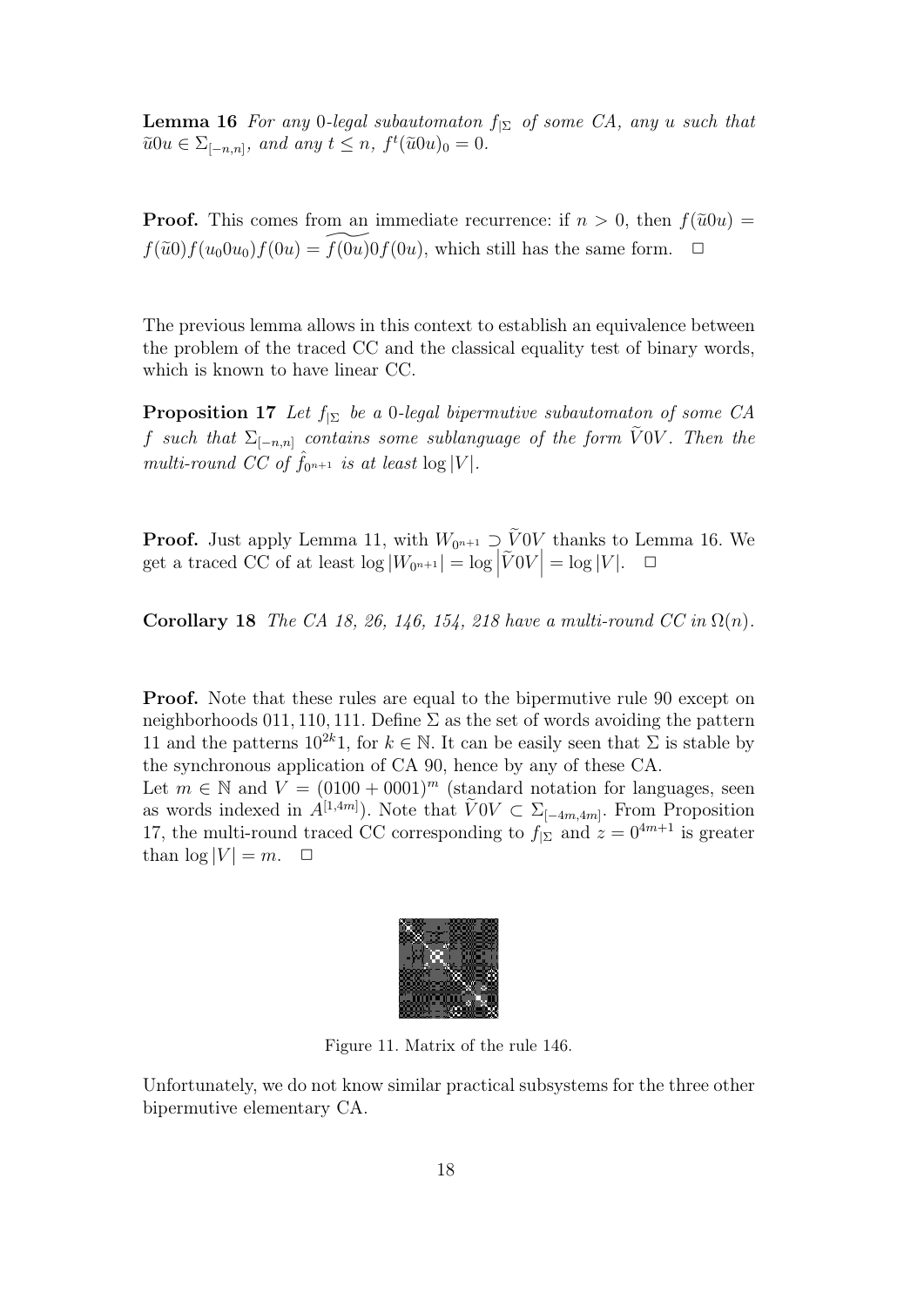**Lemma 16** *For any 0-legal subautomaton $f_{|\Sigma}$ of some CA, any $u$ such that $\widetilde{u}0u \in \Sigma_{[-n,n]}$, and any $t \leq n$, $f^t(\widetilde{u}0u)_0 = 0$.*

**Proof.** This comes from an immediate recurrence: if $n > 0$, then $f(\widetilde{u}0u) = f(\widetilde{u}0)f(u_0 0 u_0)f(0u) = \widetilde{f(0u)}0f(0u)$, which still has the same form. $\square$

The previous lemma allows in this context to establish an equivalence between the problem of the traced CC and the classical equality test of binary words, which is known to have linear CC.

**Proposition 17** *Let $f_{|\Sigma}$ be a 0-legal bipermutive subautomaton of some CA $f$ such that $\Sigma_{[-n,n]}$ contains some sublanguage of the form $\widetilde{V}0V$. Then the multi-round CC of $\hat{f}_{0^{n+1}}$ is at least $\log |V|$.*

**Proof.** Just apply Lemma 11, with $W_{0^{n+1}} \supset \widetilde{V}0V$ thanks to Lemma 16. We get a traced CC of at least $\log |W_{0^{n+1}}| = \log \left|\widetilde{V}0V\right| = \log |V|$. $\square$

**Corollary 18** *The CA 18, 26, 146, 154, 218 have a multi-round CC in $\Omega(n)$.*

**Proof.** Note that these rules are equal to the bipermutive rule 90 except on neighborhoods 011, 110, 111. Define $\Sigma$ as the set of words avoiding the pattern 11 and the patterns $10^{2k}1$, for $k \in \mathbb{N}$. It can be easily seen that $\Sigma$ is stable by the synchronous application of CA 90, hence by any of these CA.
Let $m \in \mathbb{N}$ and $V = (0100 + 0001)^m$ (standard notation for languages, seen as words indexed in $A^{[1,4m]}$). Note that $\widetilde{V}0V \subset \Sigma_{[-4m,4m]}$. From Proposition 17, the multi-round traced CC corresponding to $f_{|\Sigma}$ and $z = 0^{4m+1}$ is greater than $\log |V| = m$. $\square$

Figure 11. Matrix of the rule 146.

Unfortunately, we do not know similar practical subsystems for the three other bipermutive elementary CA.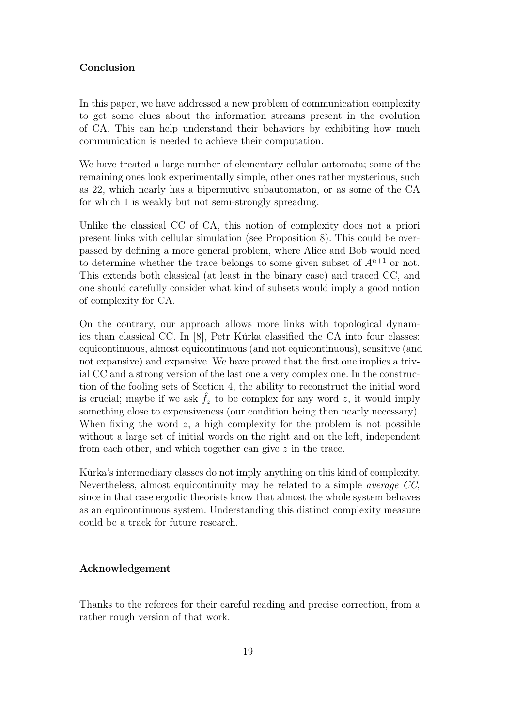## Conclusion

In this paper, we have addressed a new problem of communication complexity to get some clues about the information streams present in the evolution of CA. This can help understand their behaviors by exhibiting how much communication is needed to achieve their computation.

We have treated a large number of elementary cellular automata; some of the remaining ones look experimentally simple, other ones rather mysterious, such as 22, which nearly has a bipermutive subautomaton, or as some of the CA for which 1 is weakly but not semi-strongly spreading.

Unlike the classical CC of CA, this notion of complexity does not a priori present links with cellular simulation (see Proposition 8). This could be overpassed by defining a more general problem, where Alice and Bob would need to determine whether the trace belongs to some given subset of $A^{n+1}$ or not. This extends both classical (at least in the binary case) and traced CC, and one should carefully consider what kind of subsets would imply a good notion of complexity for CA.

On the contrary, our approach allows more links with topological dynamics than classical CC. In [8], Petr Kůrka classified the CA into four classes: equicontinuous, almost equicontinuous (and not equicontinuous), sensitive (and not expansive) and expansive. We have proved that the first one implies a trivial CC and a strong version of the last one a very complex one. In the construction of the fooling sets of Section 4, the ability to reconstruct the initial word is crucial; maybe if we ask $\hat{f}_z$ to be complex for any word $z$, it would imply something close to expensiveness (our condition being then nearly necessary). When fixing the word $z$, a high complexity for the problem is not possible without a large set of initial words on the right and on the left, independent from each other, and which together can give $z$ in the trace.

Kůrka's intermediary classes do not imply anything on this kind of complexity. Nevertheless, almost equicontinuity may be related to a simple *average CC*, since in that case ergodic theorists know that almost the whole system behaves as an equicontinuous system. Understanding this distinct complexity measure could be a track for future research.

## Acknowledgement

Thanks to the referees for their careful reading and precise correction, from a rather rough version of that work.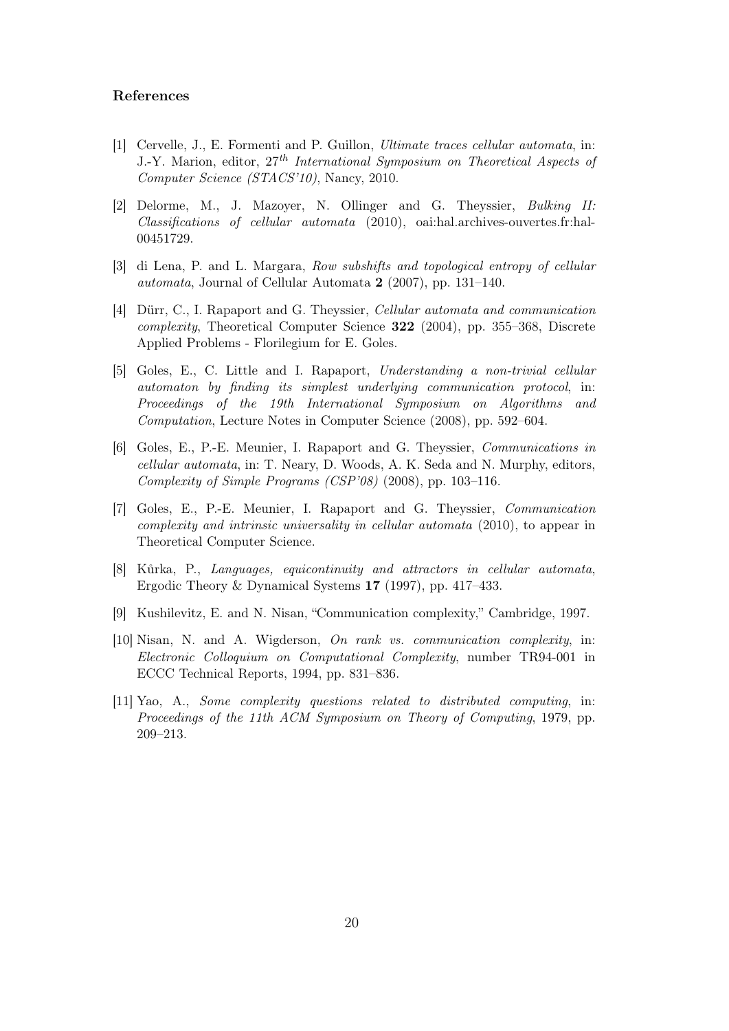## References

[1] Cervelle, J., E. Formenti and P. Guillon, *Ultimate traces cellular automata*, in: J.-Y. Marion, editor, *27$^{th}$ International Symposium on Theoretical Aspects of Computer Science (STACS'10)*, Nancy, 2010.

[2] Delorme, M., J. Mazoyer, N. Ollinger and G. Theyssier, *Bulking II: Classifications of cellular automata* (2010), oai:hal.archives-ouvertes.fr:hal-00451729.

[3] di Lena, P. and L. Margara, *Row subshifts and topological entropy of cellular automata*, Journal of Cellular Automata **2** (2007), pp. 131–140.

[4] Dürr, C., I. Rapaport and G. Theyssier, *Cellular automata and communication complexity*, Theoretical Computer Science **322** (2004), pp. 355–368, Discrete Applied Problems - Florilegium for E. Goles.

[5] Goles, E., C. Little and I. Rapaport, *Understanding a non-trivial cellular automaton by finding its simplest underlying communication protocol*, in: *Proceedings of the 19th International Symposium on Algorithms and Computation*, Lecture Notes in Computer Science (2008), pp. 592–604.

[6] Goles, E., P.-E. Meunier, I. Rapaport and G. Theyssier, *Communications in cellular automata*, in: T. Neary, D. Woods, A. K. Seda and N. Murphy, editors, *Complexity of Simple Programs (CSP'08)* (2008), pp. 103–116.

[7] Goles, E., P.-E. Meunier, I. Rapaport and G. Theyssier, *Communication complexity and intrinsic universality in cellular automata* (2010), to appear in Theoretical Computer Science.

[8] Kůrka, P., *Languages, equicontinuity and attractors in cellular automata*, Ergodic Theory & Dynamical Systems **17** (1997), pp. 417–433.

[9] Kushilevitz, E. and N. Nisan, "Communication complexity," Cambridge, 1997.

[10] Nisan, N. and A. Wigderson, *On rank vs. communication complexity*, in: *Electronic Colloquium on Computational Complexity*, number TR94-001 in ECCC Technical Reports, 1994, pp. 831–836.

[11] Yao, A., *Some complexity questions related to distributed computing*, in: *Proceedings of the 11th ACM Symposium on Theory of Computing*, 1979, pp. 209–213.